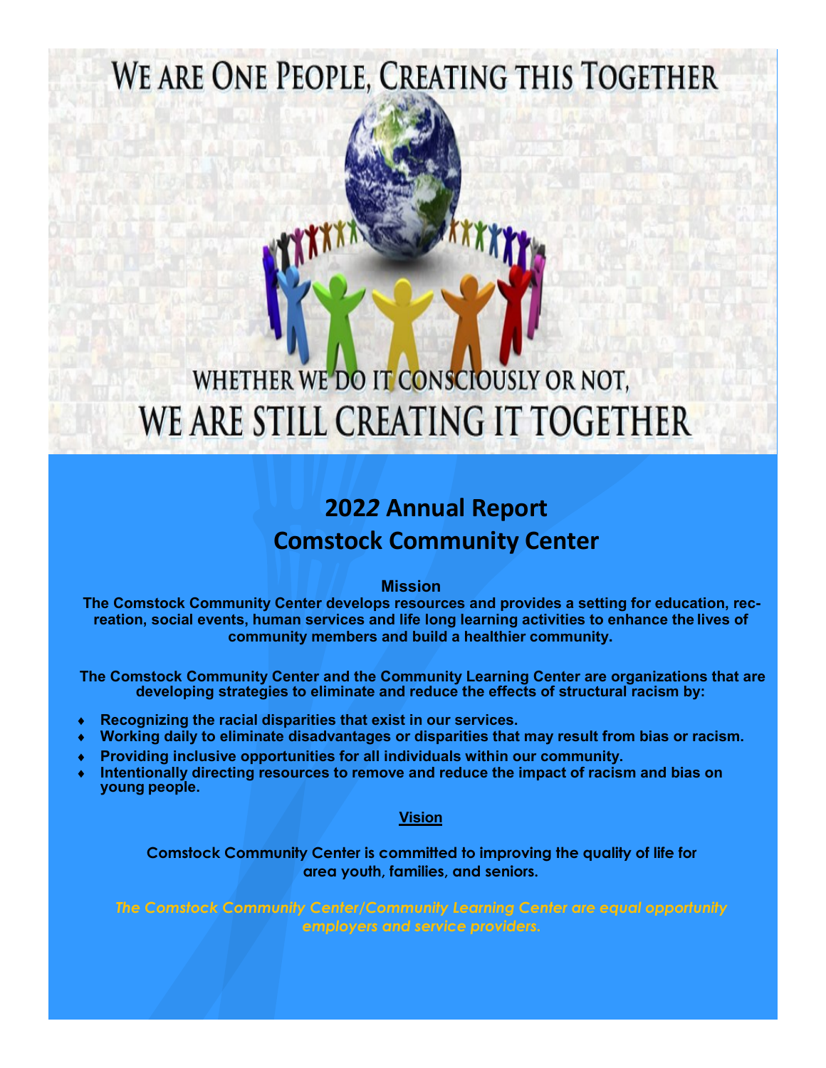# WE ARE ONE PEOPLE, CREATING THIS TOGETHER

WHETHER WE DO IT CONSCIOUSLY OR NOT,

WE ARE STILL CREATING IT TOGETHER

## 2022 Annual Report
## Comstock Community Center

**Mission**

**The Comstock Community Center develops resources and provides a setting for education, recreation, social events, human services and life long learning activities to enhance the lives of community members and build a healthier community.**

**The Comstock Community Center and the Community Learning Center are organizations that are developing strategies to eliminate and reduce the effects of structural racism by:**

- **Recognizing the racial disparities that exist in our services.**
- **Working daily to eliminate disadvantages or disparities that may result from bias or racism.**
- **Providing inclusive opportunities for all individuals within our community.**
- **Intentionally directing resources to remove and reduce the impact of racism and bias on young people.**

**Vision**

**Comstock Community Center is committed to improving the quality of life for area youth, families, and seniors.**

***The Comstock Community Center/Community Learning Center are equal opportunity employers and service providers.***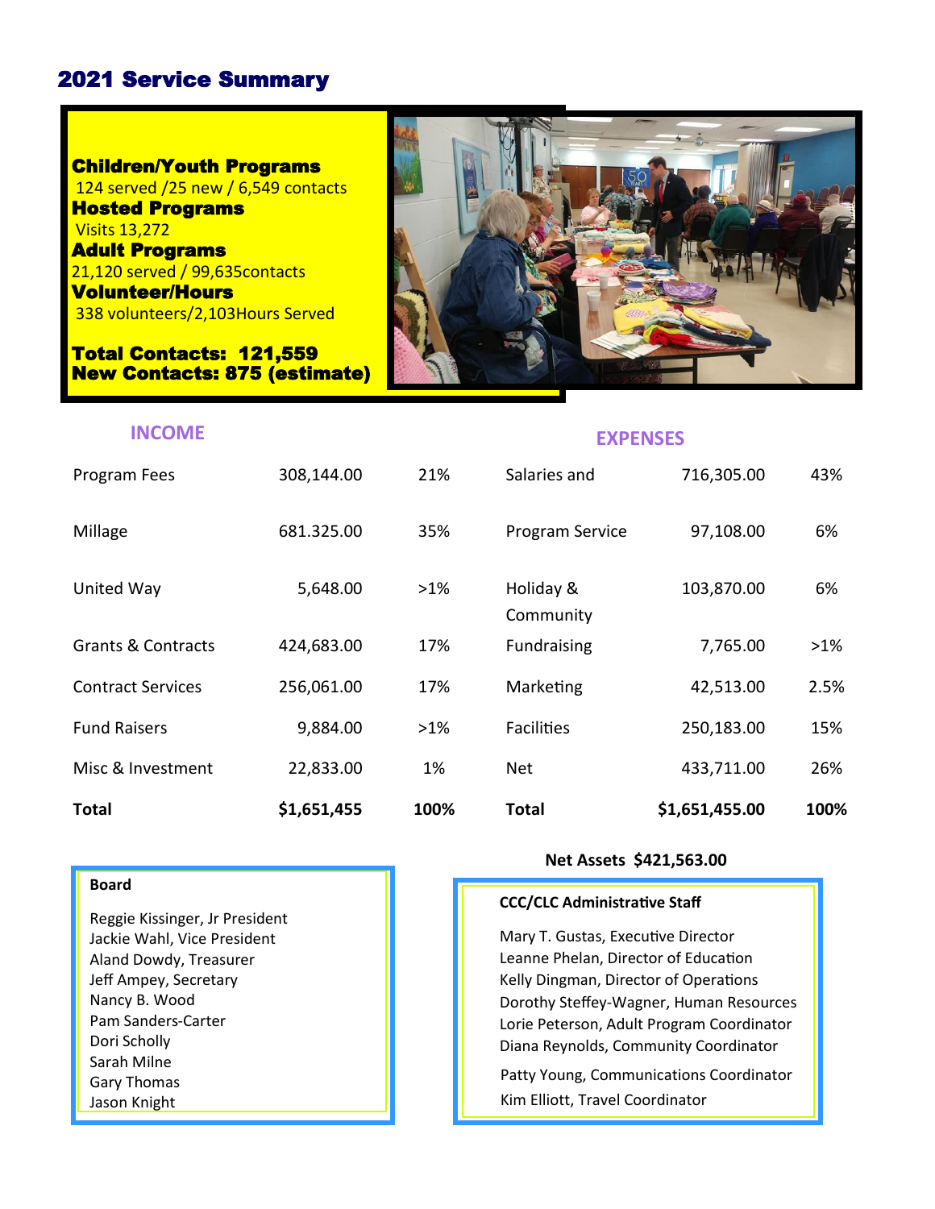## 2021 Service Summary

**Children/Youth Programs**
124 served /25 new / 6,549 contacts

**Hosted Programs**
Visits 13,272

**Adult Programs**
21,120 served / 99,635contacts

**Volunteer/Hours**
338 volunteers/2,103Hours Served

**Total Contacts: 121,559**
**New Contacts: 875 (estimate)**

| INCOME | | | EXPENSES | | |
|---|---|---|---|---|---|
| Program Fees | 308,144.00 | 21% | Salaries and | 716,305.00 | 43% |
| Millage | 681.325.00 | 35% | Program Service | 97,108.00 | 6% |
| United Way | 5,648.00 | >1% | Holiday & Community | 103,870.00 | 6% |
| Grants & Contracts | 424,683.00 | 17% | Fundraising | 7,765.00 | >1% |
| Contract Services | 256,061.00 | 17% | Marketing | 42,513.00 | 2.5% |
| Fund Raisers | 9,884.00 | >1% | Facilities | 250,183.00 | 15% |
| Misc & Investment | 22,833.00 | 1% | Net | 433,711.00 | 26% |
| **Total** | **$1,651,455** | **100%** | **Total** | **$1,651,455.00** | **100%** |

**Net Assets $421,563.00**

**Board**

Reggie Kissinger, Jr President
Jackie Wahl, Vice President
Aland Dowdy, Treasurer
Jeff Ampey, Secretary
Nancy B. Wood
Pam Sanders-Carter
Dori Scholly
Sarah Milne
Gary Thomas
Jason Knight

**CCC/CLC Administrative Staff**

Mary T. Gustas, Executive Director
Leanne Phelan, Director of Education
Kelly Dingman, Director of Operations
Dorothy Steffey-Wagner, Human Resources
Lorie Peterson, Adult Program Coordinator
Diana Reynolds, Community Coordinator
Patty Young, Communications Coordinator
Kim Elliott, Travel Coordinator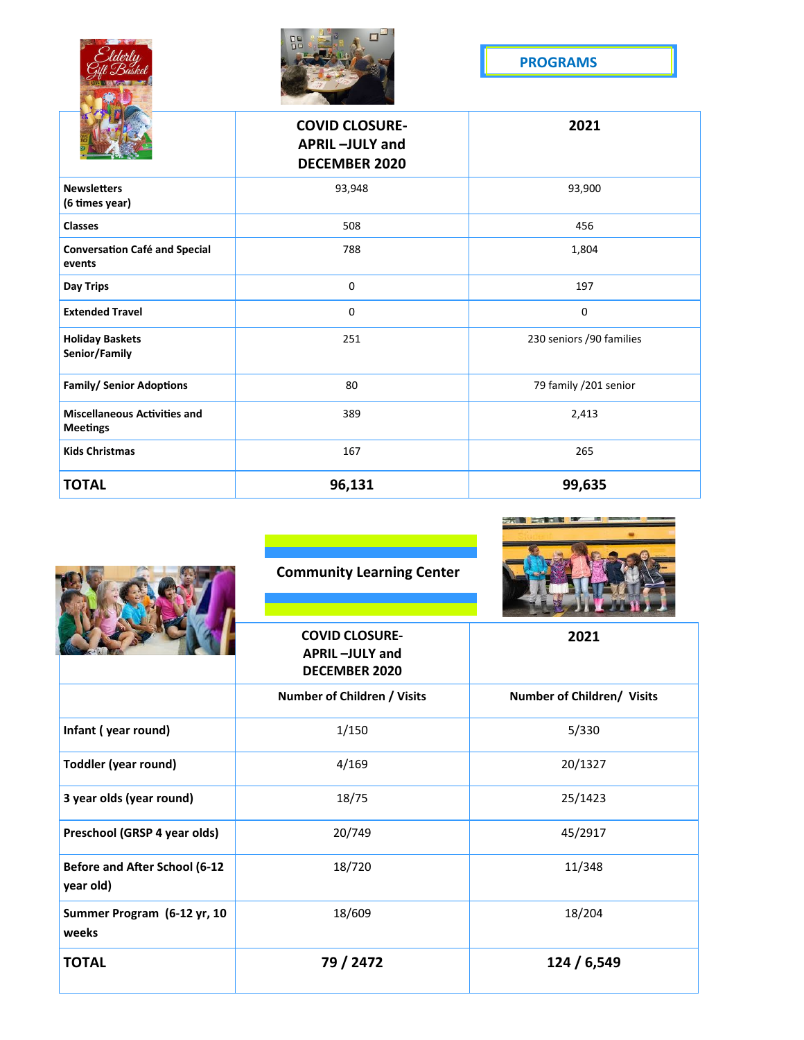## PROGRAMS

| | COVID CLOSURE- APRIL –JULY and DECEMBER 2020 | 2021 |
|---|---|---|
| Newsletters (6 times year) | 93,948 | 93,900 |
| Classes | 508 | 456 |
| Conversation Café and Special events | 788 | 1,804 |
| Day Trips | 0 | 197 |
| Extended Travel | 0 | 0 |
| Holiday Baskets Senior/Family | 251 | 230 seniors /90 families |
| Family/ Senior Adoptions | 80 | 79 family /201 senior |
| Miscellaneous Activities and Meetings | 389 | 2,413 |
| Kids Christmas | 167 | 265 |
| **TOTAL** | **96,131** | **99,635** |

## Community Learning Center

| | COVID CLOSURE- APRIL –JULY and DECEMBER 2020 | 2021 |
|---|---|---|
| | Number of Children / Visits | Number of Children/ Visits |
| Infant ( year round) | 1/150 | 5/330 |
| Toddler (year round) | 4/169 | 20/1327 |
| 3 year olds (year round) | 18/75 | 25/1423 |
| Preschool (GRSP 4 year olds) | 20/749 | 45/2917 |
| Before and After School (6-12 year old) | 18/720 | 11/348 |
| Summer Program (6-12 yr, 10 weeks | 18/609 | 18/204 |
| **TOTAL** | **79 / 2472** | **124 / 6,549** |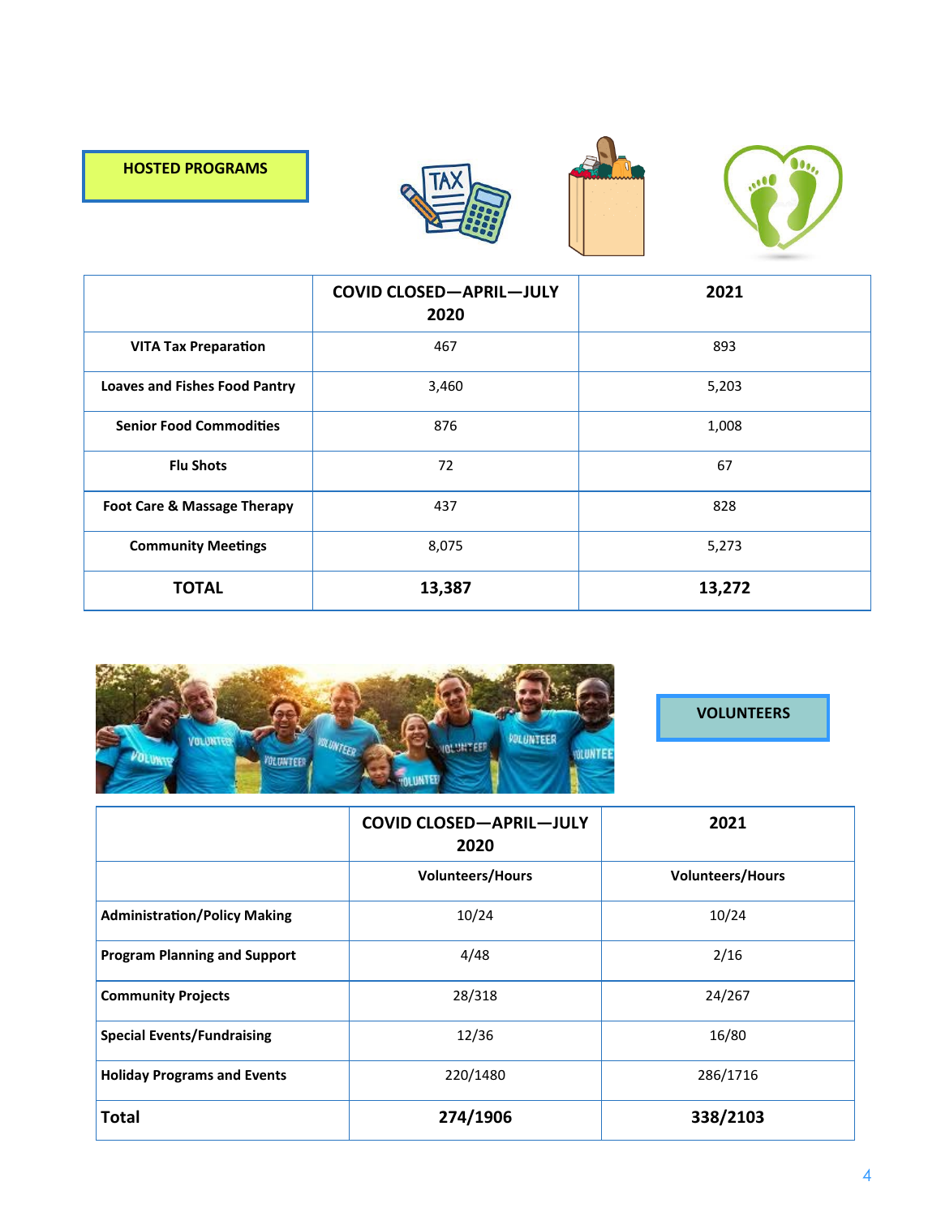## HOSTED PROGRAMS

| | COVID CLOSED—APRIL—JULY 2020 | 2021 |
|---|---|---|
| VITA Tax Preparation | 467 | 893 |
| Loaves and Fishes Food Pantry | 3,460 | 5,203 |
| Senior Food Commodities | 876 | 1,008 |
| Flu Shots | 72 | 67 |
| Foot Care & Massage Therapy | 437 | 828 |
| Community Meetings | 8,075 | 5,273 |
| **TOTAL** | **13,387** | **13,272** |

## VOLUNTEERS

| | COVID CLOSED—APRIL—JULY 2020 | 2021 |
|---|---|---|
| | Volunteers/Hours | Volunteers/Hours |
| Administration/Policy Making | 10/24 | 10/24 |
| Program Planning and Support | 4/48 | 2/16 |
| Community Projects | 28/318 | 24/267 |
| Special Events/Fundraising | 12/36 | 16/80 |
| Holiday Programs and Events | 220/1480 | 286/1716 |
| **Total** | **274/1906** | **338/2103** |